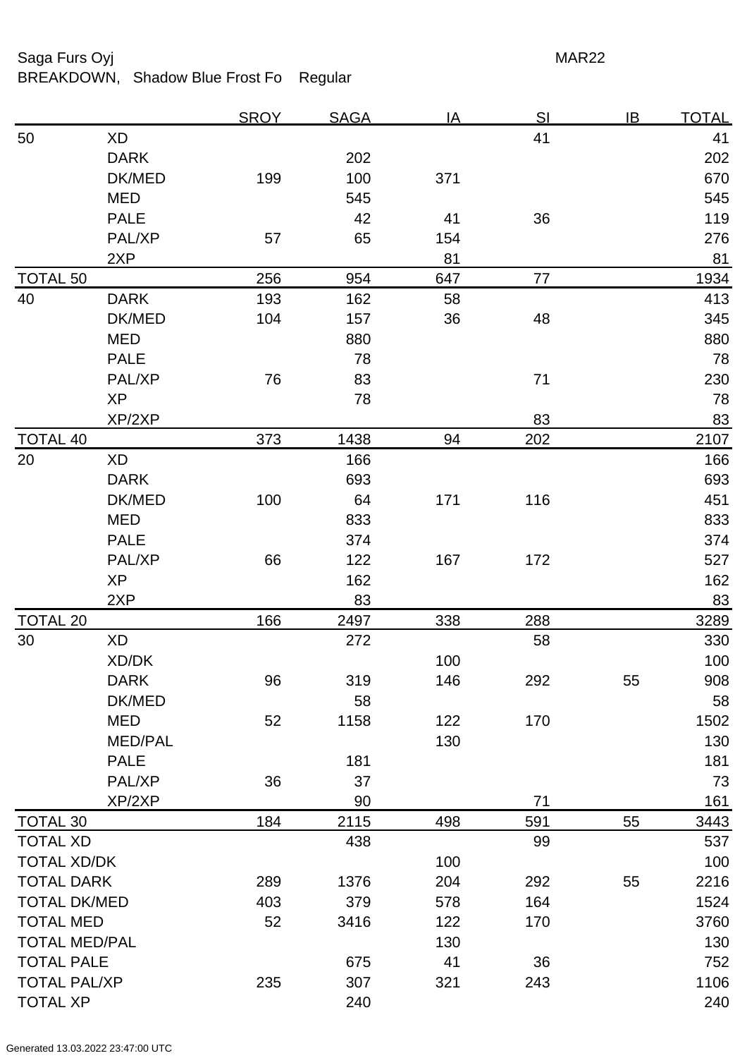Saga Furs Oyj MAR22

BREAKDOWN, Shadow Blue Frost Fo Regular

| | | SROY | SAGA | IA | SI | IB | TOTAL |
|---|---|---|---|---|---|---|---|
| 50 | XD | | | | 41 | | 41 |
| | DARK | | 202 | | | | 202 |
| | DK/MED | 199 | 100 | 371 | | | 670 |
| | MED | | 545 | | | | 545 |
| | PALE | | 42 | 41 | 36 | | 119 |
| | PAL/XP | 57 | 65 | 154 | | | 276 |
| | 2XP | | | 81 | | | 81 |
| TOTAL 50 | | 256 | 954 | 647 | 77 | | 1934 |
| 40 | DARK | 193 | 162 | 58 | | | 413 |
| | DK/MED | 104 | 157 | 36 | 48 | | 345 |
| | MED | | 880 | | | | 880 |
| | PALE | | 78 | | | | 78 |
| | PAL/XP | 76 | 83 | | 71 | | 230 |
| | XP | | 78 | | | | 78 |
| | XP/2XP | | | | 83 | | 83 |
| TOTAL 40 | | 373 | 1438 | 94 | 202 | | 2107 |
| 20 | XD | | 166 | | | | 166 |
| | DARK | | 693 | | | | 693 |
| | DK/MED | 100 | 64 | 171 | 116 | | 451 |
| | MED | | 833 | | | | 833 |
| | PALE | | 374 | | | | 374 |
| | PAL/XP | 66 | 122 | 167 | 172 | | 527 |
| | XP | | 162 | | | | 162 |
| | 2XP | | 83 | | | | 83 |
| TOTAL 20 | | 166 | 2497 | 338 | 288 | | 3289 |
| 30 | XD | | 272 | | 58 | | 330 |
| | XD/DK | | | 100 | | | 100 |
| | DARK | 96 | 319 | 146 | 292 | 55 | 908 |
| | DK/MED | | 58 | | | | 58 |
| | MED | 52 | 1158 | 122 | 170 | | 1502 |
| | MED/PAL | | | 130 | | | 130 |
| | PALE | | 181 | | | | 181 |
| | PAL/XP | 36 | 37 | | | | 73 |
| | XP/2XP | | 90 | | 71 | | 161 |
| TOTAL 30 | | 184 | 2115 | 498 | 591 | 55 | 3443 |
| TOTAL XD | | | 438 | | 99 | | 537 |
| TOTAL XD/DK | | | | 100 | | | 100 |
| TOTAL DARK | | 289 | 1376 | 204 | 292 | 55 | 2216 |
| TOTAL DK/MED | | 403 | 379 | 578 | 164 | | 1524 |
| TOTAL MED | | 52 | 3416 | 122 | 170 | | 3760 |
| TOTAL MED/PAL | | | | 130 | | | 130 |
| TOTAL PALE | | | 675 | 41 | 36 | | 752 |
| TOTAL PAL/XP | | 235 | 307 | 321 | 243 | | 1106 |
| TOTAL XP | | | 240 | | | | 240 |

Generated 13.03.2022 23:47:00 UTC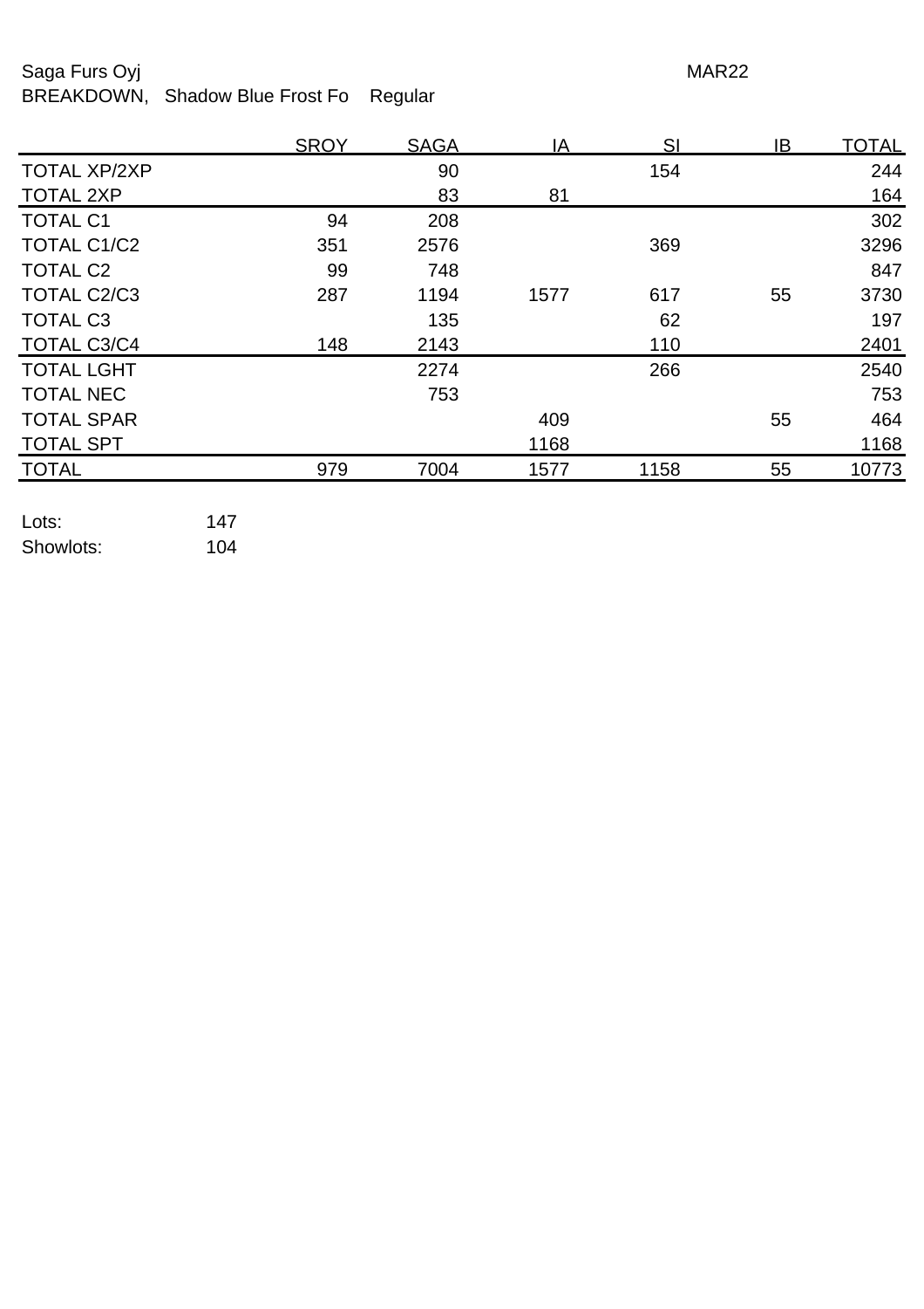Saga Furs Oyj MAR22

BREAKDOWN, Shadow Blue Frost Fo Regular

| | SROY | SAGA | IA | SI | IB | TOTAL |
|---|---|---|---|---|---|---|
| TOTAL XP/2XP | | 90 | | 154 | | 244 |
| TOTAL 2XP | | 83 | 81 | | | 164 |
| TOTAL C1 | 94 | 208 | | | | 302 |
| TOTAL C1/C2 | 351 | 2576 | | 369 | | 3296 |
| TOTAL C2 | 99 | 748 | | | | 847 |
| TOTAL C2/C3 | 287 | 1194 | 1577 | 617 | 55 | 3730 |
| TOTAL C3 | | 135 | | 62 | | 197 |
| TOTAL C3/C4 | 148 | 2143 | | 110 | | 2401 |
| TOTAL LGHT | | 2274 | | 266 | | 2540 |
| TOTAL NEC | | 753 | | | | 753 |
| TOTAL SPAR | | | 409 | | 55 | 464 |
| TOTAL SPT | | | 1168 | | | 1168 |
| TOTAL | 979 | 7004 | 1577 | 1158 | 55 | 10773 |

Lots: 147

Showlots: 104